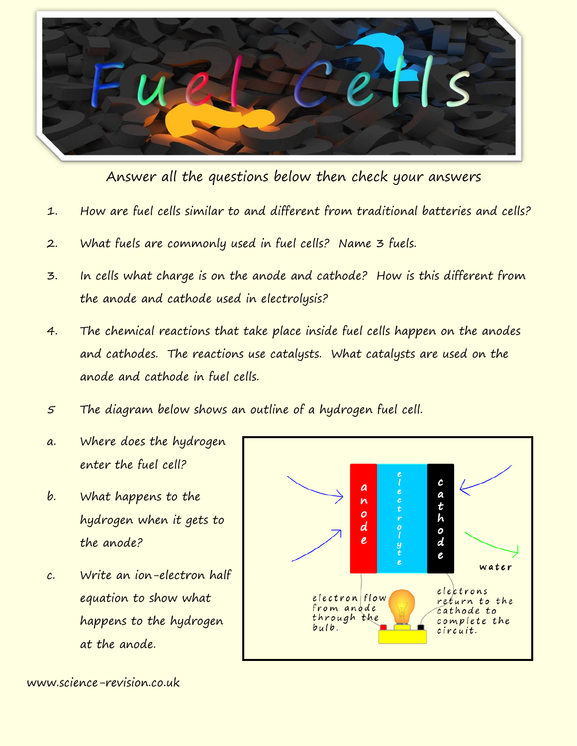# Fuel Cells

Answer all the questions below then check your answers

1. How are fuel cells similar to and different from traditional batteries and cells?

2. What fuels are commonly used in fuel cells? Name 3 fuels.

3. In cells what charge is on the anode and cathode? How is this different from the anode and cathode used in electrolysis?

4. The chemical reactions that take place inside fuel cells happen on the anodes and cathodes. The reactions use catalysts. What catalysts are used on the anode and cathode in fuel cells.

5. The diagram below shows an outline of a hydrogen fuel cell.

   a. Where does the hydrogen enter the fuel cell?

   b. What happens to the hydrogen when it gets to the anode?

   c. Write an ion-electron half equation to show what happens to the hydrogen at the anode.

anode | electrolyte | cathode

water

electron flow from anode through the bulb.

electrons return to the cathode to complete the circuit.

www.science-revision.co.uk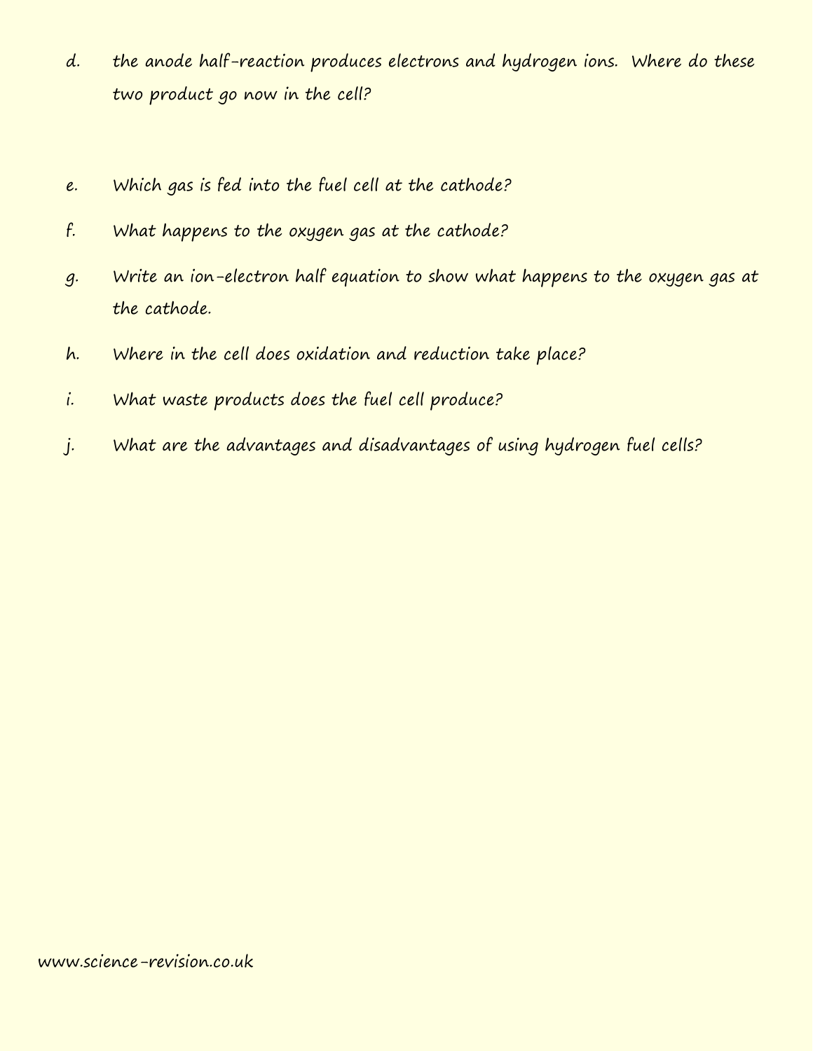d. the anode half-reaction produces electrons and hydrogen ions. Where do these two product go now in the cell?

e. Which gas is fed into the fuel cell at the cathode?

f. What happens to the oxygen gas at the cathode?

g. Write an ion-electron half equation to show what happens to the oxygen gas at the cathode.

h. Where in the cell does oxidation and reduction take place?

i. What waste products does the fuel cell produce?

j. What are the advantages and disadvantages of using hydrogen fuel cells?

www.science-revision.co.uk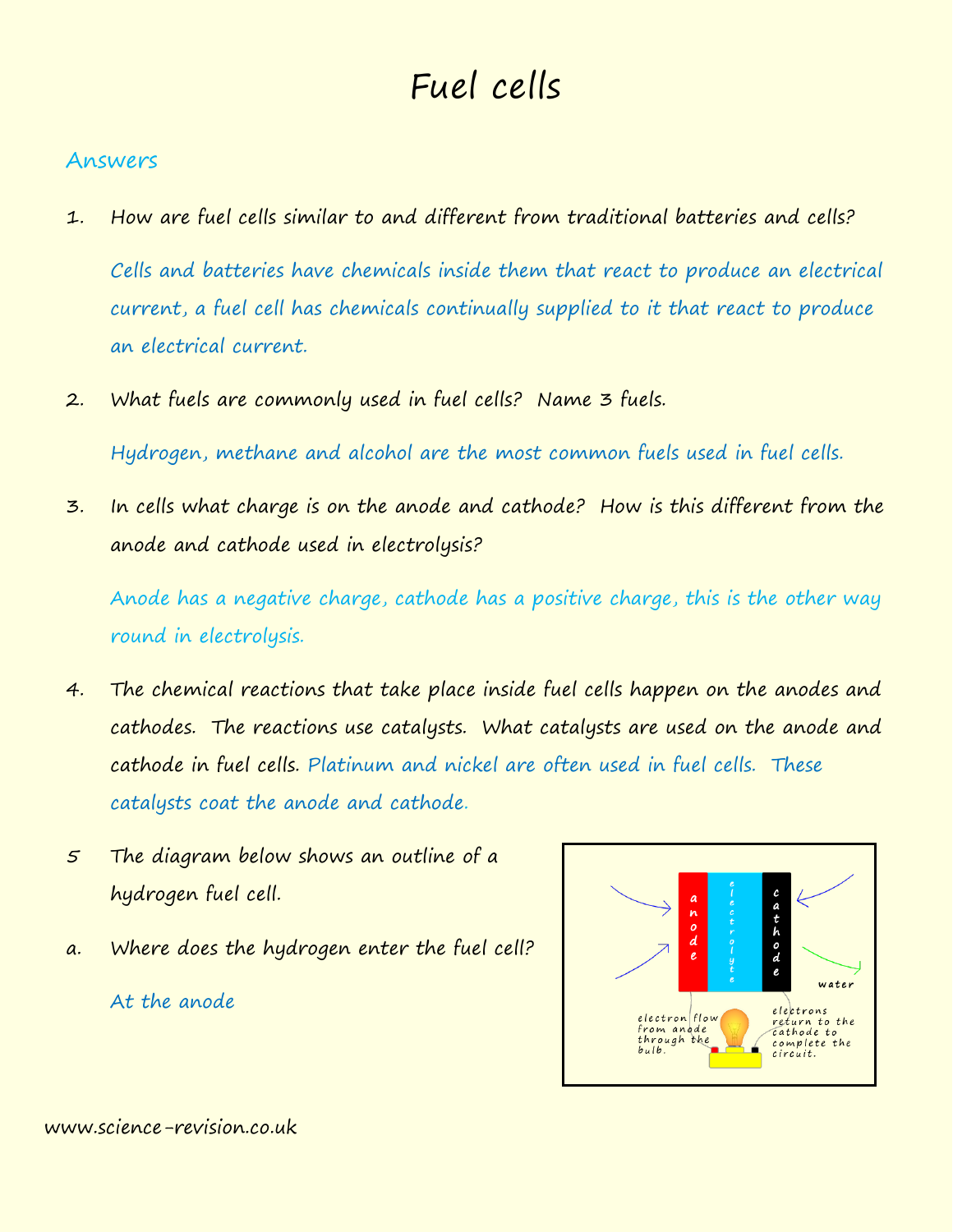# Fuel cells

## Answers

1. How are fuel cells similar to and different from traditional batteries and cells?

   Cells and batteries have chemicals inside them that react to produce an electrical current, a fuel cell has chemicals continually supplied to it that react to produce an electrical current.

2. What fuels are commonly used in fuel cells? Name 3 fuels.

   Hydrogen, methane and alcohol are the most common fuels used in fuel cells.

3. In cells what charge is on the anode and cathode? How is this different from the anode and cathode used in electrolysis?

   Anode has a negative charge, cathode has a positive charge, this is the other way round in electrolysis.

4. The chemical reactions that take place inside fuel cells happen on the anodes and cathodes. The reactions use catalysts. What catalysts are used on the anode and cathode in fuel cells. Platinum and nickel are often used in fuel cells. These catalysts coat the anode and cathode.

5 The diagram below shows an outline of a hydrogen fuel cell.

a. Where does the hydrogen enter the fuel cell?

   At the anode

anode | electrolyte | cathode

water

electron flow from anode through the bulb.

electrons return to the cathode to complete the circuit.

www.science-revision.co.uk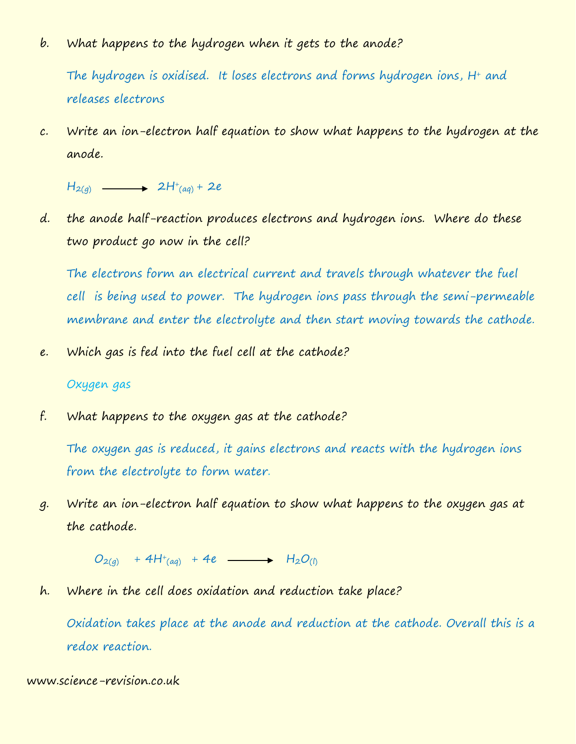b. What happens to the hydrogen when it gets to the anode?

The hydrogen is oxidised. It loses electrons and forms hydrogen ions, $H^+$ and releases electrons

c. Write an ion-electron half equation to show what happens to the hydrogen at the anode.

$$H_{2(g)} \longrightarrow 2H^+_{(aq)} + 2e$$

d. the anode half-reaction produces electrons and hydrogen ions. Where do these two product go now in the cell?

The electrons form an electrical current and travels through whatever the fuel cell is being used to power. The hydrogen ions pass through the semi-permeable membrane and enter the electrolyte and then start moving towards the cathode.

e. Which gas is fed into the fuel cell at the cathode?

Oxygen gas

f. What happens to the oxygen gas at the cathode?

The oxygen gas is reduced, it gains electrons and reacts with the hydrogen ions from the electrolyte to form water.

g. Write an ion-electron half equation to show what happens to the oxygen gas at the cathode.

$$O_{2(g)} + 4H^+_{(aq)} + 4e \longrightarrow H_2O_{(l)}$$

h. Where in the cell does oxidation and reduction take place?

Oxidation takes place at the anode and reduction at the cathode. Overall this is a redox reaction.

www.science-revision.co.uk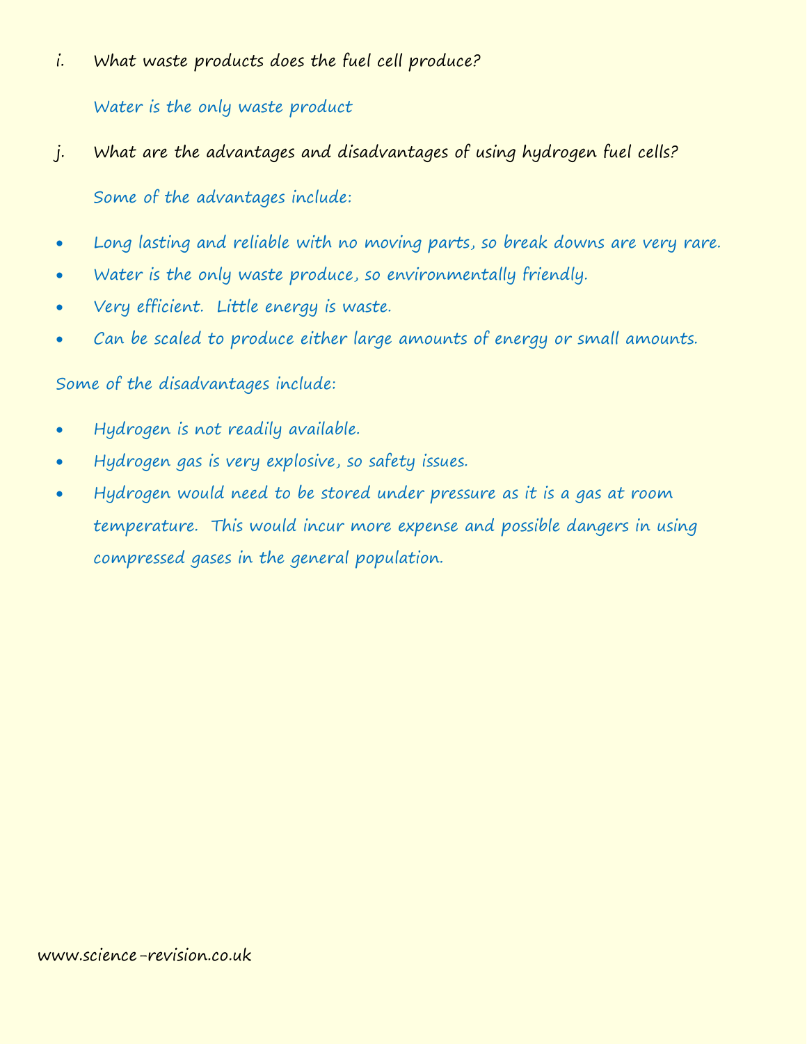i. What waste products does the fuel cell produce?

Water is the only waste product

j. What are the advantages and disadvantages of using hydrogen fuel cells?

Some of the advantages include:

- Long lasting and reliable with no moving parts, so break downs are very rare.
- Water is the only waste produce, so environmentally friendly.
- Very efficient. Little energy is waste.
- Can be scaled to produce either large amounts of energy or small amounts.

Some of the disadvantages include:

- Hydrogen is not readily available.
- Hydrogen gas is very explosive, so safety issues.
- Hydrogen would need to be stored under pressure as it is a gas at room temperature. This would incur more expense and possible dangers in using compressed gases in the general population.

www.science-revision.co.uk